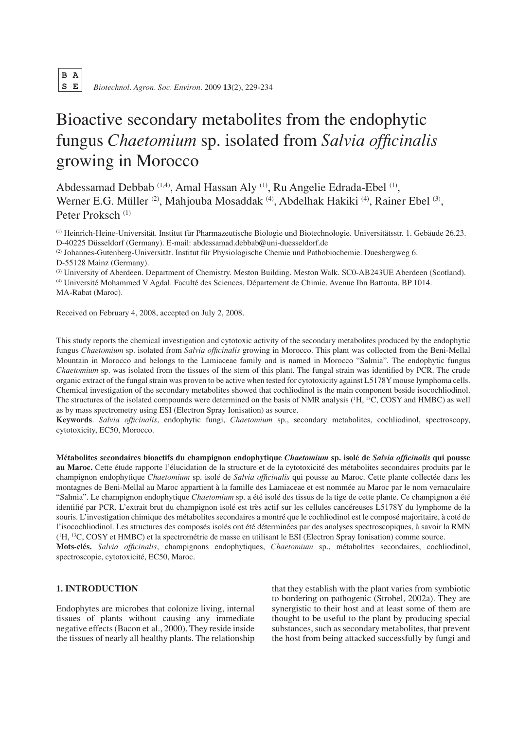# Bioactive secondary metabolites from the endophytic fungus *Chaetomium* sp. isolated from *Salvia officinalis* growing in Morocco

Abdessamad Debbab [1,4], Amal Hassan Aly [1], Ru Angelie Edrada-Ebel [1], Werner E.G. Müller [2], Mahjouba Mosaddak [4], Abdelhak Hakiki [4], Rainer Ebel [3], Peter Proksch [1]

[1] Heinrich-Heine-Universität. Institut für Pharmazeutische Biologie und Biotechnologie. Universitätsstr. 1. Gebäude 26.23. D-40225 Düsseldorf (Germany). E-mail: abdessamad.debbab@uni-duesseldorf.de

[2] Johannes-Gutenberg-Universität. Institut für Physiologische Chemie und Pathobiochemie. Duesbergweg 6. D-55128 Mainz (Germany).

[3] University of Aberdeen. Department of Chemistry. Meston Building. Meston Walk. SC0-AB243UE Aberdeen (Scotland).

[4] Université Mohammed V Agdal. Faculté des Sciences. Département de Chimie. Avenue Ibn Battouta. BP 1014. MA-Rabat (Maroc).

Received on February 4, 2008, accepted on July 2, 2008.

This study reports the chemical investigation and cytotoxic activity of the secondary metabolites produced by the endophytic fungus *Chaetomium* sp. isolated from *Salvia officinalis* growing in Morocco. This plant was collected from the Beni-Mellal Mountain in Morocco and belongs to the Lamiaceae family and is named in Morocco "Salmia". The endophytic fungus *Chaetomium* sp. was isolated from the tissues of the stem of this plant. The fungal strain was identified by PCR. The crude organic extract of the fungal strain was proven to be active when tested for cytotoxicity against L5178Y mouse lymphoma cells. Chemical investigation of the secondary metabolites showed that cochliodinol is the main component beside isocochliodinol. The structures of the isolated compounds were determined on the basis of NMR analysis ($^{1}$H, $^{13}$C, COSY and HMBC) as well as by mass spectrometry using ESI (Electron Spray Ionisation) as source.

**Keywords**. *Salvia officinalis*, endophytic fungi, *Chaetomium* sp., secondary metabolites, cochliodinol, spectroscopy, cytotoxicity, EC50, Morocco.

**Métabolites secondaires bioactifs du champignon endophytique *Chaetomium* sp. isolé de *Salvia officinalis* qui pousse au Maroc.** Cette étude rapporte l'élucidation de la structure et de la cytotoxicité des métabolites secondaires produits par le champignon endophytique *Chaetomium* sp. isolé de *Salvia officinalis* qui pousse au Maroc. Cette plante collectée dans les montagnes de Beni-Mellal au Maroc appartient à la famille des Lamiaceae et est nommée au Maroc par le nom vernaculaire "Salmia". Le champignon endophytique *Chaetomium* sp. a été isolé des tissus de la tige de cette plante. Ce champignon a été identifié par PCR. L'extrait brut du champignon isolé est très actif sur les cellules cancéreuses L5178Y du lymphome de la souris. L'investigation chimique des métabolites secondaires a montré que le cochliodinol est le composé majoritaire, à coté de l'isocochliodinol. Les structures des composés isolés ont été déterminées par des analyses spectroscopiques, à savoir la RMN ($^{1}$H, $^{13}$C, COSY et HMBC) et la spectrométrie de masse en utilisant le ESI (Electron Spray Ionisation) comme source.

**Mots-clés.** *Salvia officinalis*, champignons endophytiques, *Chaetomium* sp., métabolites secondaires, cochliodinol, spectroscopie, cytotoxicité, EC50, Maroc.

## 1. INTRODUCTION

Endophytes are microbes that colonize living, internal tissues of plants without causing any immediate negative effects (Bacon et al., 2000). They reside inside the tissues of nearly all healthy plants. The relationship that they establish with the plant varies from symbiotic to bordering on pathogenic (Strobel, 2002a). They are synergistic to their host and at least some of them are thought to be useful to the plant by producing special substances, such as secondary metabolites, that prevent the host from being attacked successfully by fungi and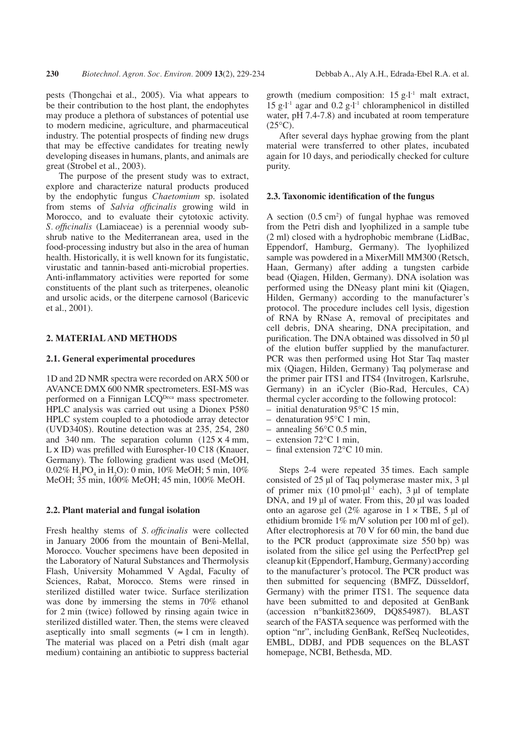pests (Thongchai et al., 2005). Via what appears to be their contribution to the host plant, the endophytes may produce a plethora of substances of potential use to modern medicine, agriculture, and pharmaceutical industry. The potential prospects of finding new drugs that may be effective candidates for treating newly developing diseases in humans, plants, and animals are great (Strobel et al., 2003).

The purpose of the present study was to extract, explore and characterize natural products produced by the endophytic fungus *Chaetomium* sp. isolated from stems of *Salvia officinalis* growing wild in Morocco, and to evaluate their cytotoxic activity. *S. officinalis* (Lamiaceae) is a perennial woody sub-shrub native to the Mediterranean area, used in the food-processing industry but also in the area of human health. Historically, it is well known for its fungistatic, virustatic and tannin-based anti-microbial properties. Anti-inflammatory activities were reported for some constituents of the plant such as triterpenes, oleanolic and ursolic acids, or the diterpene carnosol (Baricevic et al., 2001).

## 2. MATERIAL AND METHODS

### 2.1. General experimental procedures

1D and 2D NMR spectra were recorded on ARX 500 or AVANCE DMX 600 NMR spectrometers. ESI-MS was performed on a Finnigan LCQ[Deca] mass spectrometer. HPLC analysis was carried out using a Dionex P580 HPLC system coupled to a photodiode array detector (UVD340S). Routine detection was at 235, 254, 280 and 340 nm. The separation column (125 x 4 mm, L x ID) was prefilled with Eurospher-10 C18 (Knauer, Germany). The following gradient was used (MeOH, 0.02% $H_3PO_4$ in $H_2O$): 0 min, 10% MeOH; 5 min, 10% MeOH; 35 min, 100% MeOH; 45 min, 100% MeOH.

### 2.2. Plant material and fungal isolation

Fresh healthy stems of *S. officinalis* were collected in January 2006 from the mountain of Beni-Mellal, Morocco. Voucher specimens have been deposited in the Laboratory of Natural Substances and Thermolysis Flash, University Mohammed V Agdal, Faculty of Sciences, Rabat, Morocco. Stems were rinsed in sterilized distilled water twice. Surface sterilization was done by immersing the stems in 70% ethanol for 2 min (twice) followed by rinsing again twice in sterilized distilled water. Then, the stems were cleaved aseptically into small segments (≈ 1 cm in length). The material was placed on a Petri dish (malt agar medium) containing an antibiotic to suppress bacterial growth (medium composition: 15 g·l$^{-1}$ malt extract, 15 g·l$^{-1}$ agar and 0.2 g·l$^{-1}$ chloramphenicol in distilled water, pH 7.4-7.8) and incubated at room temperature (25°C).

After several days hyphae growing from the plant material were transferred to other plates, incubated again for 10 days, and periodically checked for culture purity.

### 2.3. Taxonomic identification of the fungus

A section (0.5 cm$^2$) of fungal hyphae was removed from the Petri dish and lyophilized in a sample tube (2 ml) closed with a hydrophobic membrane (LidBac, Eppendorf, Hamburg, Germany). The lyophilized sample was powdered in a MixerMill MM300 (Retsch, Haan, Germany) after adding a tungsten carbide bead (Qiagen, Hilden, Germany). DNA isolation was performed using the DNeasy plant mini kit (Qiagen, Hilden, Germany) according to the manufacturer's protocol. The procedure includes cell lysis, digestion of RNA by RNase A, removal of precipitates and cell debris, DNA shearing, DNA precipitation, and purification. The DNA obtained was dissolved in 50 µl of the elution buffer supplied by the manufacturer. PCR was then performed using Hot Star Taq master mix (Qiagen, Hilden, Germany) Taq polymerase and the primer pair ITS1 and ITS4 (Invitrogen, Karlsruhe, Germany) in an iCycler (Bio-Rad, Hercules, CA) thermal cycler according to the following protocol:

- initial denaturation 95°C 15 min,
- denaturation 95°C 1 min,
- annealing 56°C 0.5 min,
- extension 72°C 1 min,
- final extension 72°C 10 min.

Steps 2-4 were repeated 35 times. Each sample consisted of 25 µl of Taq polymerase master mix, 3 µl of primer mix (10 pmol·µl$^{-1}$ each), 3 µl of template DNA, and 19 µl of water. From this, 20 µl was loaded onto an agarose gel (2% agarose in 1 × TBE, 5 µl of ethidium bromide 1% m/V solution per 100 ml of gel). After electrophoresis at 70 V for 60 min, the band due to the PCR product (approximate size 550 bp) was isolated from the silice gel using the PerfectPrep gel cleanup kit (Eppendorf, Hamburg, Germany) according to the manufacturer's protocol. The PCR product was then submitted for sequencing (BMFZ, Düsseldorf, Germany) with the primer ITS1. The sequence data have been submitted to and deposited at GenBank (accession n°bankit823609, DQ854987). BLAST search of the FASTA sequence was performed with the option "nr", including GenBank, RefSeq Nucleotides, EMBL, DDBJ, and PDB sequences on the BLAST homepage, NCBI, Bethesda, MD.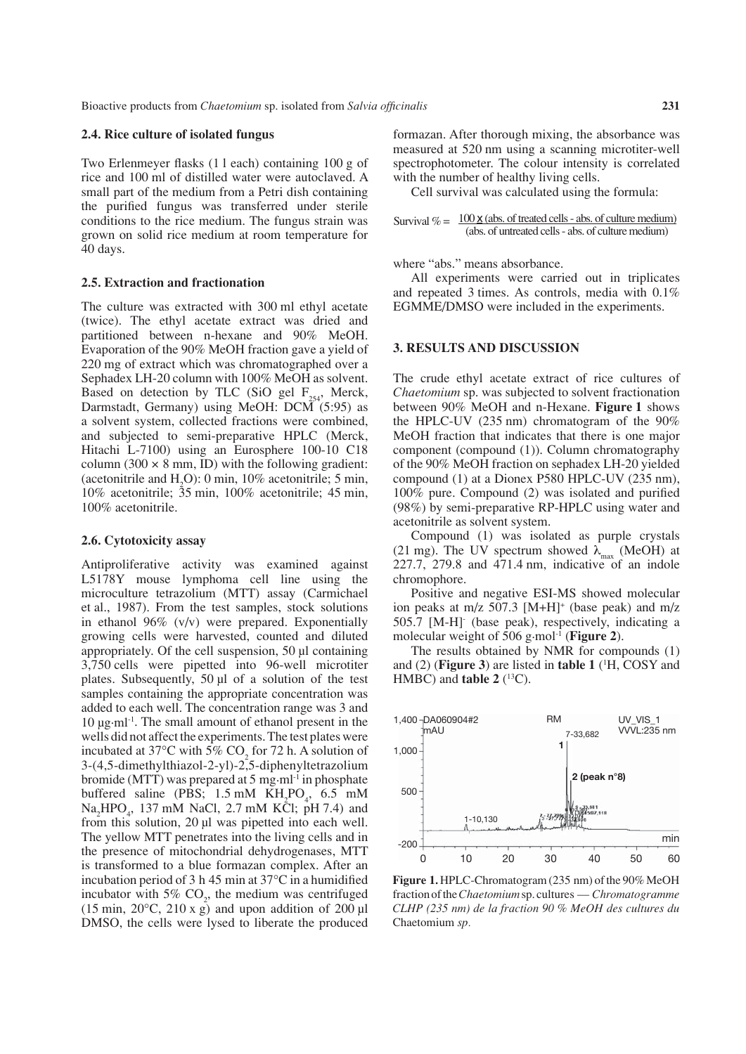### 2.4. Rice culture of isolated fungus

Two Erlenmeyer flasks (1 l each) containing 100 g of rice and 100 ml of distilled water were autoclaved. A small part of the medium from a Petri dish containing the purified fungus was transferred under sterile conditions to the rice medium. The fungus strain was grown on solid rice medium at room temperature for 40 days.

### 2.5. Extraction and fractionation

The culture was extracted with 300 ml ethyl acetate (twice). The ethyl acetate extract was dried and partitioned between n-hexane and 90% MeOH. Evaporation of the 90% MeOH fraction gave a yield of 220 mg of extract which was chromatographed over a Sephadex LH-20 column with 100% MeOH as solvent. Based on detection by TLC (SiO gel $F_{254}$, Merck, Darmstadt, Germany) using MeOH: DCM (5:95) as a solvent system, collected fractions were combined, and subjected to semi-preparative HPLC (Merck, Hitachi L-7100) using an Eurosphere 100-10 C18 column (300 × 8 mm, ID) with the following gradient: (acetonitrile and $H_2O$): 0 min, 10% acetonitrile; 5 min, 10% acetonitrile; 35 min, 100% acetonitrile; 45 min, 100% acetonitrile.

### 2.6. Cytotoxicity assay

Antiproliferative activity was examined against L5178Y mouse lymphoma cell line using the microculture tetrazolium (MTT) assay (Carmichael et al., 1987). From the test samples, stock solutions in ethanol 96% (v/v) were prepared. Exponentially growing cells were harvested, counted and diluted appropriately. Of the cell suspension, 50 µl containing 3,750 cells were pipetted into 96-well microtiter plates. Subsequently, 50 µl of a solution of the test samples containing the appropriate concentration was added to each well. The concentration range was 3 and 10 µg·ml$^{-1}$. The small amount of ethanol present in the wells did not affect the experiments. The test plates were incubated at 37°C with 5% $CO_2$ for 72 h. A solution of 3-(4,5-dimethylthiazol-2-yl)-2,5-diphenyltetrazolium bromide (MTT) was prepared at 5 mg·ml$^{-1}$ in phosphate buffered saline (PBS; 1.5 mM $KH_2PO_4$, 6.5 mM $Na_2HPO_4$, 137 mM NaCl, 2.7 mM KCl; pH 7.4) and from this solution, 20 µl was pipetted into each well. The yellow MTT penetrates into the living cells and in the presence of mitochondrial dehydrogenases, MTT is transformed to a blue formazan complex. After an incubation period of 3 h 45 min at 37°C in a humidified incubator with 5% $CO_2$, the medium was centrifuged (15 min, 20°C, 210 x g) and upon addition of 200 µl DMSO, the cells were lysed to liberate the produced formazan. After thorough mixing, the absorbance was measured at 520 nm using a scanning microtiter-well spectrophotometer. The colour intensity is correlated with the number of healthy living cells.

Cell survival was calculated using the formula:

$$\text{Survival \%} = \frac{100 \times (\text{abs. of treated cells - abs. of culture medium})}{(\text{abs. of untreated cells - abs. of culture medium})}$$

where "abs." means absorbance.

All experiments were carried out in triplicates and repeated 3 times. As controls, media with 0.1% EGMME/DMSO were included in the experiments.

## 3. RESULTS AND DISCUSSION

The crude ethyl acetate extract of rice cultures of *Chaetomium* sp. was subjected to solvent fractionation between 90% MeOH and n-Hexane. **Figure 1** shows the HPLC-UV (235 nm) chromatogram of the 90% MeOH fraction that indicates that there is one major component (compound (1)). Column chromatography of the 90% MeOH fraction on sephadex LH-20 yielded compound (1) at a Dionex P580 HPLC-UV (235 nm), 100% pure. Compound (2) was isolated and purified (98%) by semi-preparative RP-HPLC using water and acetonitrile as solvent system.

Compound (1) was isolated as purple crystals (21 mg). The UV spectrum showed $\lambda_{max}$ (MeOH) at 227.7, 279.8 and 471.4 nm, indicative of an indole chromophore.

Positive and negative ESI-MS showed molecular ion peaks at m/z 507.3 $[M+H]^+$ (base peak) and m/z 505.7 $[M-H]^-$ (base peak), respectively, indicating a molecular weight of 506 g·mol$^{-1}$ (**Figure 2**).

The results obtained by NMR for compounds (1) and (2) (**Figure 3**) are listed in **table 1** ($^1$H, COSY and HMBC) and **table 2** ($^{13}$C).

**Figure 1.** HPLC-Chromatogram (235 nm) of the 90% MeOH fraction of the *Chaetomium* sp. cultures — *Chromatogramme CLHP (235 nm) de la fraction 90 % MeOH des cultures du* Chaetomium *sp.*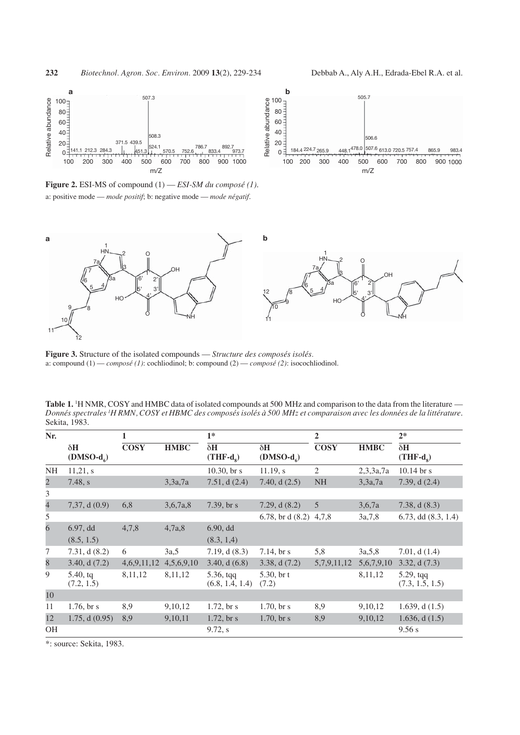**Figure 2.** ESI-MS of compound (1) — *ESI-SM du composé (1).*
a: positive mode — *mode positif*; b: negative mode — *mode négatif*.

**Figure 3.** Structure of the isolated compounds — *Structure des composés isolés.*
a: compound (1) — *composé (1)*: cochliodinol; b: compound (2) — *composé (2)*: isocochliodinol.

**Table 1.** [1]H NMR, COSY and HMBC data of isolated compounds at 500 MHz and comparison to the data from the literature — *Donnés spectrales [1]H RMN, COSY et HBMC des composés isolés à 500 MHz et comparaison avec les données de la littérature*. Sekita, 1983.

| Nr. | 1 | | | 1* | 2 | | | 2* |
|---|---|---|---|---|---|---|---|---|
| | δH (DMSO-$d_6$) | COSY | HMBC | δH (THF-$d_8$) | δH (DMSO-$d_6$) | COSY | HMBC | δH (THF-$d_8$) |
| NH | 11,21, s | | | 10.30, br s | 11.19, s | 2 | 2,3,3a,7a | 10.14 br s |
| 2 | 7.48, s | | 3,3a,7a | 7.51, d (2.4) | 7.40, d (2.5) | NH | 3,3a,7a | 7.39, d (2.4) |
| 3 | | | | | | | | |
| 4 | 7,37, d (0.9) | 6,8 | 3,6,7a,8 | 7.39, br s | 7.29, d (8.2) | 5 | 3,6,7a | 7.38, d (8.3) |
| 5 | | | | | 6.78, br d (8.2) | 4,7,8 | 3a,7,8 | 6.73, dd (8.3, 1.4) |
| 6 | 6.97, dd (8.5, 1.5) | 4,7,8 | 4,7a,8 | 6.90, dd (8.3, 1,4) | | | | |
| 7 | 7.31, d (8.2) | 6 | 3a,5 | 7.19, d (8.3) | 7.14, br s | 5,8 | 3a,5,8 | 7.01, d (1.4) |
| 8 | 3.40, d (7.2) | 4,6,9,11,12 | 4,5,6,9,10 | 3.40, d (6.8) | 3.38, d (7.2) | 5,7,9,11,12 | 5,6,7,9,10 | 3.32, d (7.3) |
| 9 | 5.40, tq (7.2, 1.5) | 8,11,12 | 8,11,12 | 5.36, tqq (6.8, 1.4, 1.4) | 5.30, br t (7.2) | | 8,11,12 | 5.29, tqq (7.3, 1.5, 1.5) |
| 10 | | | | | | | | |
| 11 | 1.76, br s | 8,9 | 9,10,12 | 1.72, br s | 1.70, br s | 8,9 | 9,10,12 | 1.639, d (1.5) |
| 12 | 1.75, d (0.95) | 8,9 | 9,10,11 | 1.72, br s | 1.70, br s | 8,9 | 9,10,12 | 1.636, d (1.5) |
| OH | | | | 9.72, s | | | | 9.56 s |

*: source: Sekita, 1983.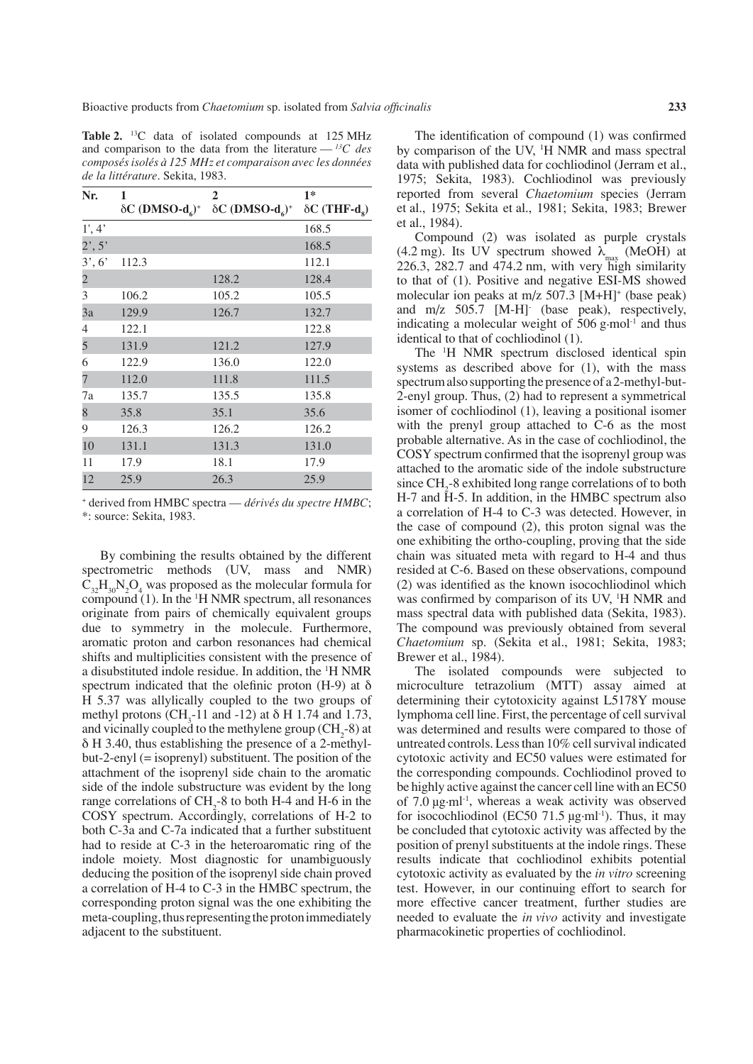**Table 2.** $^{13}C$ data of isolated compounds at 125 MHz and comparison to the data from the literature — *$^{13}C$ des composés isolés à 125 MHz et comparaison avec les données de la littérature*. Sekita, 1983.

| Nr. | 1 δC (DMSO-$d_6$)[+] | 2 δC (DMSO-$d_6$)[+] | 1* δC (THF-$d_8$) |
|---|---|---|---|
| 1', 4' | | | 168.5 |
| 2', 5' | | | 168.5 |
| 3', 6' | 112.3 | | 112.1 |
| 2 | | 128.2 | 128.4 |
| 3 | 106.2 | 105.2 | 105.5 |
| 3a | 129.9 | 126.7 | 132.7 |
| 4 | 122.1 | | 122.8 |
| 5 | 131.9 | 121.2 | 127.9 |
| 6 | 122.9 | 136.0 | 122.0 |
| 7 | 112.0 | 111.8 | 111.5 |
| 7a | 135.7 | 135.5 | 135.8 |
| 8 | 35.8 | 35.1 | 35.6 |
| 9 | 126.3 | 126.2 | 126.2 |
| 10 | 131.1 | 131.3 | 131.0 |
| 11 | 17.9 | 18.1 | 17.9 |
| 12 | 25.9 | 26.3 | 25.9 |

[+] derived from HMBC spectra — *dérivés du spectre HMBC*;
*: source: Sekita, 1983.

By combining the results obtained by the different spectrometric methods (UV, mass and NMR) $C_{32}H_{30}N_2O_4$ was proposed as the molecular formula for compound (1). In the $^1H$ NMR spectrum, all resonances originate from pairs of chemically equivalent groups due to symmetry in the molecule. Furthermore, aromatic proton and carbon resonances had chemical shifts and multiplicities consistent with the presence of a disubstituted indole residue. In addition, the $^1H$ NMR spectrum indicated that the olefinic proton (H-9) at δ H 5.37 was allylically coupled to the two groups of methyl protons ($CH_3$-11 and -12) at δ H 1.74 and 1.73, and vicinally coupled to the methylene group ($CH_2$-8) at δ H 3.40, thus establishing the presence of a 2-methyl-but-2-enyl (= isoprenyl) substituent. The position of the attachment of the isoprenyl side chain to the aromatic side of the indole substructure was evident by the long range correlations of $CH_2$-8 to both H-4 and H-6 in the COSY spectrum. Accordingly, correlations of H-2 to both C-3a and C-7a indicated that a further substituent had to reside at C-3 in the heteroaromatic ring of the indole moiety. Most diagnostic for unambiguously deducing the position of the isoprenyl side chain proved a correlation of H-4 to C-3 in the HMBC spectrum, the corresponding proton signal was the one exhibiting the meta-coupling, thus representing the proton immediately adjacent to the substituent.

The identification of compound (1) was confirmed by comparison of the UV, $^1H$ NMR and mass spectral data with published data for cochliodinol (Jerram et al., 1975; Sekita, 1983). Cochliodinol was previously reported from several *Chaetomium* species (Jerram et al., 1975; Sekita et al., 1981; Sekita, 1983; Brewer et al., 1984).

Compound (2) was isolated as purple crystals (4.2 mg). Its UV spectrum showed $\lambda_{max}$ (MeOH) at 226.3, 282.7 and 474.2 nm, with very high similarity to that of (1). Positive and negative ESI-MS showed molecular ion peaks at m/z 507.3 $[M+H]^+$ (base peak) and m/z 505.7 $[M-H]^-$ (base peak), respectively, indicating a molecular weight of 506 g·mol$^{-1}$ and thus identical to that of cochliodinol (1).

The $^1H$ NMR spectrum disclosed identical spin systems as described above for (1), with the mass spectrum also supporting the presence of a 2-methyl-but-2-enyl group. Thus, (2) had to represent a symmetrical isomer of cochliodinol (1), leaving a positional isomer with the prenyl group attached to C-6 as the most probable alternative. As in the case of cochliodinol, the COSY spectrum confirmed that the isoprenyl group was attached to the aromatic side of the indole substructure since $CH_2$-8 exhibited long range correlations of to both H-7 and H-5. In addition, in the HMBC spectrum also a correlation of H-4 to C-3 was detected. However, in the case of compound (2), this proton signal was the one exhibiting the ortho-coupling, proving that the side chain was situated meta with regard to H-4 and thus resided at C-6. Based on these observations, compound (2) was identified as the known isocochliodinol which was confirmed by comparison of its UV, $^1H$ NMR and mass spectral data with published data (Sekita, 1983). The compound was previously obtained from several *Chaetomium* sp. (Sekita et al., 1981; Sekita, 1983; Brewer et al., 1984).

The isolated compounds were subjected to microculture tetrazolium (MTT) assay aimed at determining their cytotoxicity against L5178Y mouse lymphoma cell line. First, the percentage of cell survival was determined and results were compared to those of untreated controls. Less than 10% cell survival indicated cytotoxic activity and EC50 values were estimated for the corresponding compounds. Cochliodinol proved to be highly active against the cancer cell line with an EC50 of 7.0 µg·ml$^{-1}$, whereas a weak activity was observed for isocochliodinol (EC50 71.5 µg·ml$^{-1}$). Thus, it may be concluded that cytotoxic activity was affected by the position of prenyl substituents at the indole rings. These results indicate that cochliodinol exhibits potential cytotoxic activity as evaluated by the *in vitro* screening test. However, in our continuing effort to search for more effective cancer treatment, further studies are needed to evaluate the *in vivo* activity and investigate pharmacokinetic properties of cochliodinol.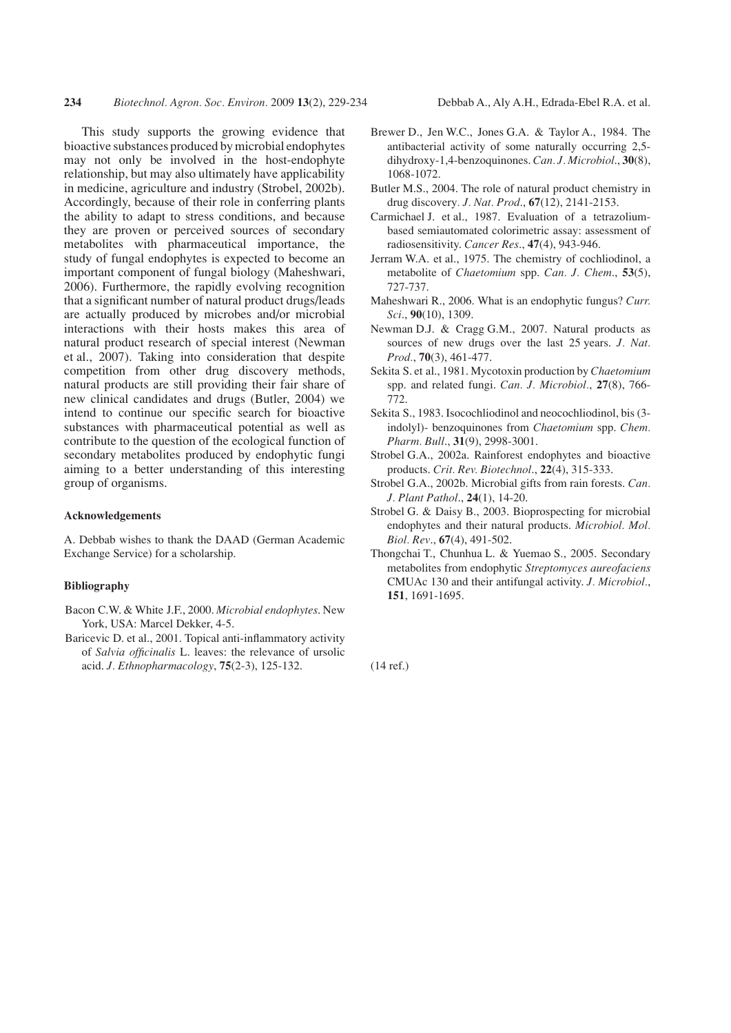This study supports the growing evidence that bioactive substances produced by microbial endophytes may not only be involved in the host-endophyte relationship, but may also ultimately have applicability in medicine, agriculture and industry (Strobel, 2002b). Accordingly, because of their role in conferring plants the ability to adapt to stress conditions, and because they are proven or perceived sources of secondary metabolites with pharmaceutical importance, the study of fungal endophytes is expected to become an important component of fungal biology (Maheshwari, 2006). Furthermore, the rapidly evolving recognition that a significant number of natural product drugs/leads are actually produced by microbes and/or microbial interactions with their hosts makes this area of natural product research of special interest (Newman et al., 2007). Taking into consideration that despite competition from other drug discovery methods, natural products are still providing their fair share of new clinical candidates and drugs (Butler, 2004) we intend to continue our specific search for bioactive substances with pharmaceutical potential as well as contribute to the question of the ecological function of secondary metabolites produced by endophytic fungi aiming to a better understanding of this interesting group of organisms.

#### Acknowledgements

A. Debbab wishes to thank the DAAD (German Academic Exchange Service) for a scholarship.

#### Bibliography

Bacon C.W. & White J.F., 2000. *Microbial endophytes*. New York, USA: Marcel Dekker, 4-5.

Baricevic D. et al., 2001. Topical anti-inflammatory activity of *Salvia officinalis* L. leaves: the relevance of ursolic acid. *J. Ethnopharmacology*, **75**(2-3), 125-132.

Brewer D., Jen W.C., Jones G.A. & Taylor A., 1984. The antibacterial activity of some naturally occurring 2,5-dihydroxy-1,4-benzoquinones. *Can. J. Microbiol.*, **30**(8), 1068-1072.

Butler M.S., 2004. The role of natural product chemistry in drug discovery. *J. Nat. Prod.*, **67**(12), 2141-2153.

Carmichael J. et al., 1987. Evaluation of a tetrazolium-based semiautomated colorimetric assay: assessment of radiosensitivity. *Cancer Res.*, **47**(4), 943-946.

Jerram W.A. et al., 1975. The chemistry of cochliodinol, a metabolite of *Chaetomium* spp. *Can. J. Chem.*, **53**(5), 727-737.

Maheshwari R., 2006. What is an endophytic fungus? *Curr. Sci.*, **90**(10), 1309.

Newman D.J. & Cragg G.M., 2007. Natural products as sources of new drugs over the last 25 years. *J. Nat. Prod.*, **70**(3), 461-477.

Sekita S. et al., 1981. Mycotoxin production by *Chaetomium* spp. and related fungi. *Can. J. Microbiol.*, **27**(8), 766-772.

Sekita S., 1983. Isocochliodinol and neocochliodinol, bis (3-indolyl)- benzoquinones from *Chaetomium* spp. *Chem. Pharm. Bull.*, **31**(9), 2998-3001.

Strobel G.A., 2002a. Rainforest endophytes and bioactive products. *Crit. Rev. Biotechnol.*, **22**(4), 315-333.

Strobel G.A., 2002b. Microbial gifts from rain forests. *Can. J. Plant Pathol.*, **24**(1), 14-20.

Strobel G. & Daisy B., 2003. Bioprospecting for microbial endophytes and their natural products. *Microbiol. Mol. Biol. Rev.*, **67**(4), 491-502.

Thongchai T., Chunhua L. & Yuemao S., 2005. Secondary metabolites from endophytic *Streptomyces aureofaciens* CMUAc 130 and their antifungal activity. *J. Microbiol.*, **151**, 1691-1695.

(14 ref.)